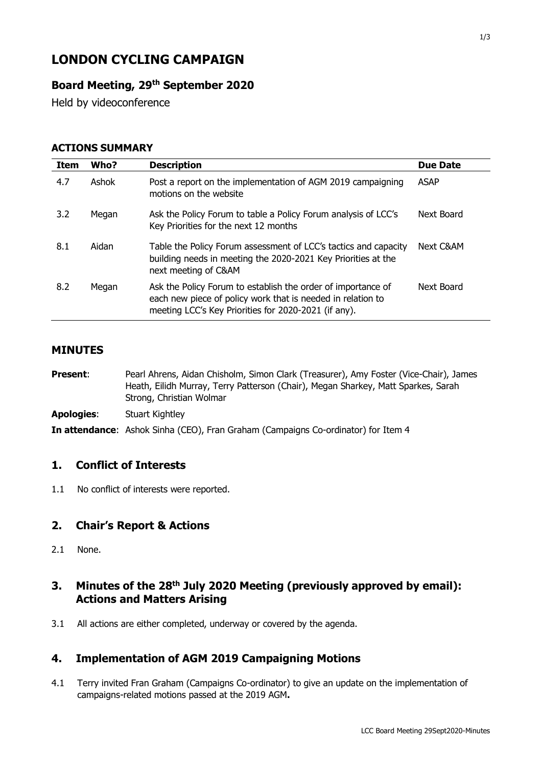# LONDON CYCLING CAMPAIGN

## Board Meeting, 29th September 2020

Held by videoconference

### ACTIONS SUMMARY

| Item | Who? | Description | Due Date |
|---|---|---|---|
| 4.7 | Ashok | Post a report on the implementation of AGM 2019 campaigning motions on the website | ASAP |
| 3.2 | Megan | Ask the Policy Forum to table a Policy Forum analysis of LCC's Key Priorities for the next 12 months | Next Board |
| 8.1 | Aidan | Table the Policy Forum assessment of LCC's tactics and capacity building needs in meeting the 2020-2021 Key Priorities at the next meeting of C&AM | Next C&AM |
| 8.2 | Megan | Ask the Policy Forum to establish the order of importance of each new piece of policy work that is needed in relation to meeting LCC's Key Priorities for 2020-2021 (if any). | Next Board |

### MINUTES

**Present**: Pearl Ahrens, Aidan Chisholm, Simon Clark (Treasurer), Amy Foster (Vice-Chair), James Heath, Eilidh Murray, Terry Patterson (Chair), Megan Sharkey, Matt Sparkes, Sarah Strong, Christian Wolmar

**Apologies**: Stuart Kightley

**In attendance**: Ashok Sinha (CEO), Fran Graham (Campaigns Co-ordinator) for Item 4

### 1. Conflict of Interests

1.1 No conflict of interests were reported.

### 2. Chair's Report & Actions

2.1 None.

### 3. Minutes of the 28th July 2020 Meeting (previously approved by email): Actions and Matters Arising

3.1 All actions are either completed, underway or covered by the agenda.

### 4. Implementation of AGM 2019 Campaigning Motions

4.1 Terry invited Fran Graham (Campaigns Co-ordinator) to give an update on the implementation of campaigns-related motions passed at the 2019 AGM**.**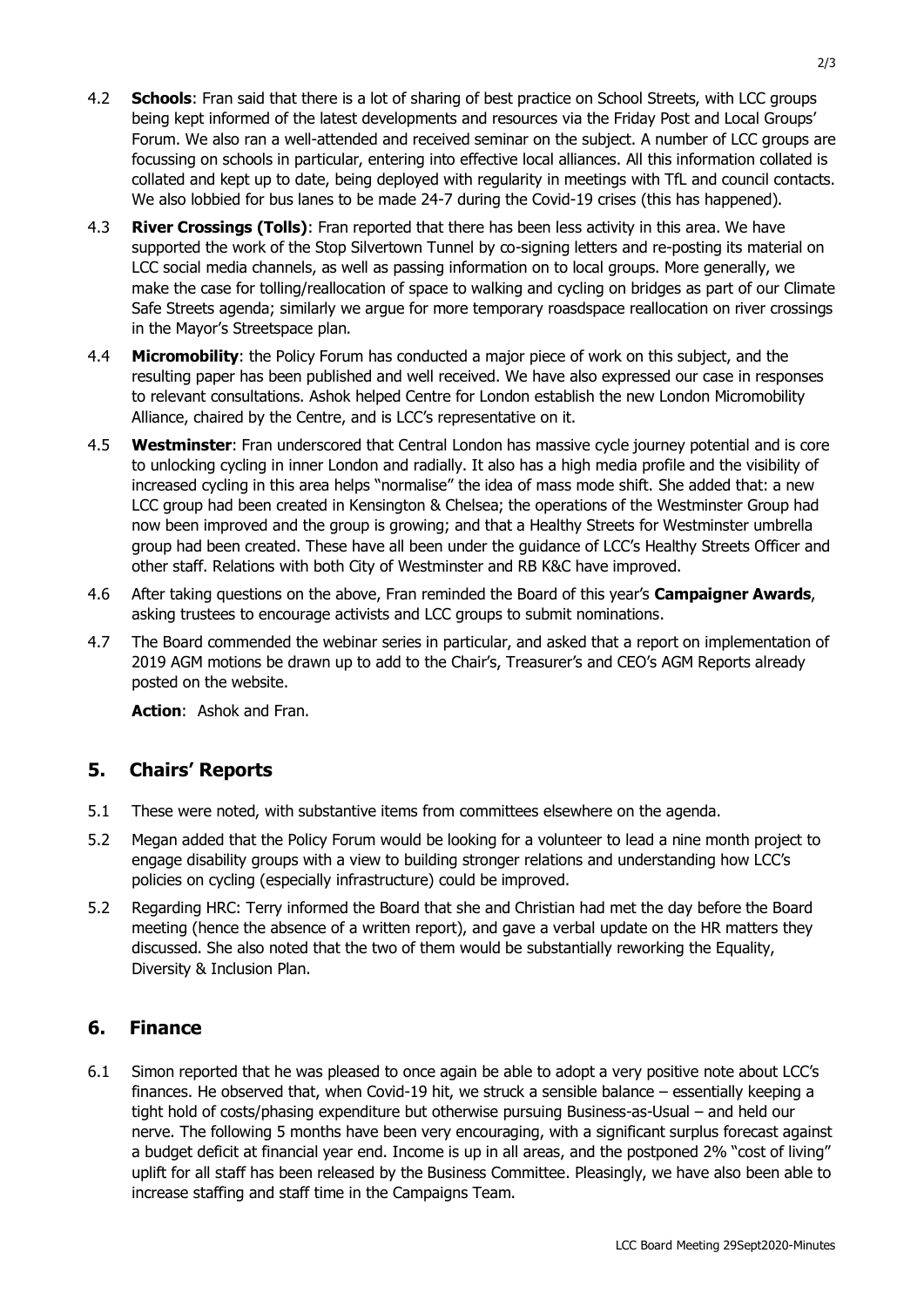4.2 **Schools**: Fran said that there is a lot of sharing of best practice on School Streets, with LCC groups being kept informed of the latest developments and resources via the Friday Post and Local Groups' Forum. We also ran a well-attended and received seminar on the subject. A number of LCC groups are focussing on schools in particular, entering into effective local alliances. All this information collated is collated and kept up to date, being deployed with regularity in meetings with TfL and council contacts. We also lobbied for bus lanes to be made 24-7 during the Covid-19 crises (this has happened).

4.3 **River Crossings (Tolls)**: Fran reported that there has been less activity in this area. We have supported the work of the Stop Silvertown Tunnel by co-signing letters and re-posting its material on LCC social media channels, as well as passing information on to local groups. More generally, we make the case for tolling/reallocation of space to walking and cycling on bridges as part of our Climate Safe Streets agenda; similarly we argue for more temporary roasdspace reallocation on river crossings in the Mayor's Streetspace plan.

4.4 **Micromobility**: the Policy Forum has conducted a major piece of work on this subject, and the resulting paper has been published and well received. We have also expressed our case in responses to relevant consultations. Ashok helped Centre for London establish the new London Micromobility Alliance, chaired by the Centre, and is LCC's representative on it.

4.5 **Westminster**: Fran underscored that Central London has massive cycle journey potential and is core to unlocking cycling in inner London and radially. It also has a high media profile and the visibility of increased cycling in this area helps "normalise" the idea of mass mode shift. She added that: a new LCC group had been created in Kensington & Chelsea; the operations of the Westminster Group had now been improved and the group is growing; and that a Healthy Streets for Westminster umbrella group had been created. These have all been under the guidance of LCC's Healthy Streets Officer and other staff. Relations with both City of Westminster and RB K&C have improved.

4.6 After taking questions on the above, Fran reminded the Board of this year's **Campaigner Awards**, asking trustees to encourage activists and LCC groups to submit nominations.

4.7 The Board commended the webinar series in particular, and asked that a report on implementation of 2019 AGM motions be drawn up to add to the Chair's, Treasurer's and CEO's AGM Reports already posted on the website.

**Action**: Ashok and Fran.

## 5. Chairs' Reports

5.1 These were noted, with substantive items from committees elsewhere on the agenda.

5.2 Megan added that the Policy Forum would be looking for a volunteer to lead a nine month project to engage disability groups with a view to building stronger relations and understanding how LCC's policies on cycling (especially infrastructure) could be improved.

5.2 Regarding HRC: Terry informed the Board that she and Christian had met the day before the Board meeting (hence the absence of a written report), and gave a verbal update on the HR matters they discussed. She also noted that the two of them would be substantially reworking the Equality, Diversity & Inclusion Plan.

## 6. Finance

6.1 Simon reported that he was pleased to once again be able to adopt a very positive note about LCC's finances. He observed that, when Covid-19 hit, we struck a sensible balance – essentially keeping a tight hold of costs/phasing expenditure but otherwise pursuing Business-as-Usual – and held our nerve. The following 5 months have been very encouraging, with a significant surplus forecast against a budget deficit at financial year end. Income is up in all areas, and the postponed 2% "cost of living" uplift for all staff has been released by the Business Committee. Pleasingly, we have also been able to increase staffing and staff time in the Campaigns Team.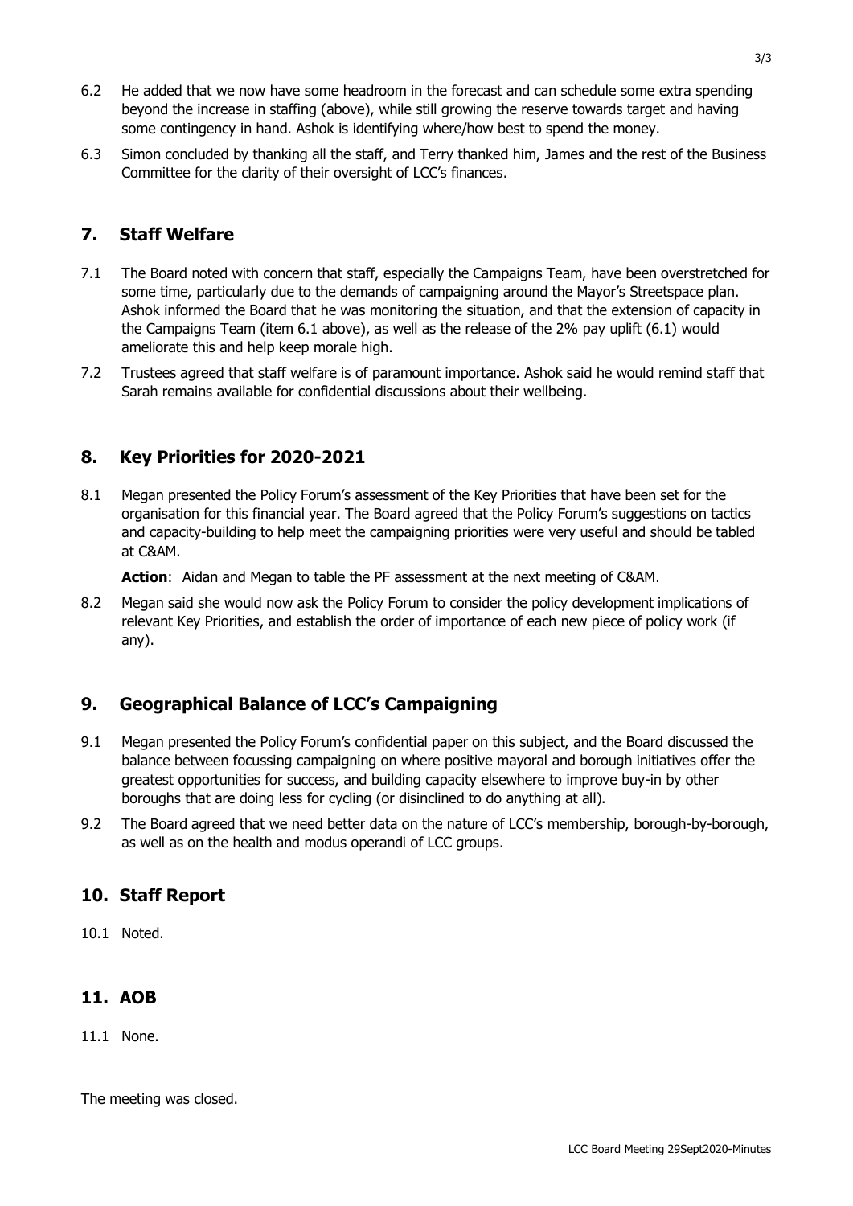6.2 He added that we now have some headroom in the forecast and can schedule some extra spending beyond the increase in staffing (above), while still growing the reserve towards target and having some contingency in hand. Ashok is identifying where/how best to spend the money.

6.3 Simon concluded by thanking all the staff, and Terry thanked him, James and the rest of the Business Committee for the clarity of their oversight of LCC's finances.

## 7. Staff Welfare

7.1 The Board noted with concern that staff, especially the Campaigns Team, have been overstretched for some time, particularly due to the demands of campaigning around the Mayor's Streetspace plan. Ashok informed the Board that he was monitoring the situation, and that the extension of capacity in the Campaigns Team (item 6.1 above), as well as the release of the 2% pay uplift (6.1) would ameliorate this and help keep morale high.

7.2 Trustees agreed that staff welfare is of paramount importance. Ashok said he would remind staff that Sarah remains available for confidential discussions about their wellbeing.

## 8. Key Priorities for 2020-2021

8.1 Megan presented the Policy Forum's assessment of the Key Priorities that have been set for the organisation for this financial year. The Board agreed that the Policy Forum's suggestions on tactics and capacity-building to help meet the campaigning priorities were very useful and should be tabled at C&AM.

**Action**: Aidan and Megan to table the PF assessment at the next meeting of C&AM.

8.2 Megan said she would now ask the Policy Forum to consider the policy development implications of relevant Key Priorities, and establish the order of importance of each new piece of policy work (if any).

## 9. Geographical Balance of LCC's Campaigning

9.1 Megan presented the Policy Forum's confidential paper on this subject, and the Board discussed the balance between focussing campaigning on where positive mayoral and borough initiatives offer the greatest opportunities for success, and building capacity elsewhere to improve buy-in by other boroughs that are doing less for cycling (or disinclined to do anything at all).

9.2 The Board agreed that we need better data on the nature of LCC's membership, borough-by-borough, as well as on the health and modus operandi of LCC groups.

## 10. Staff Report

10.1 Noted.

## 11. AOB

11.1 None.

The meeting was closed.